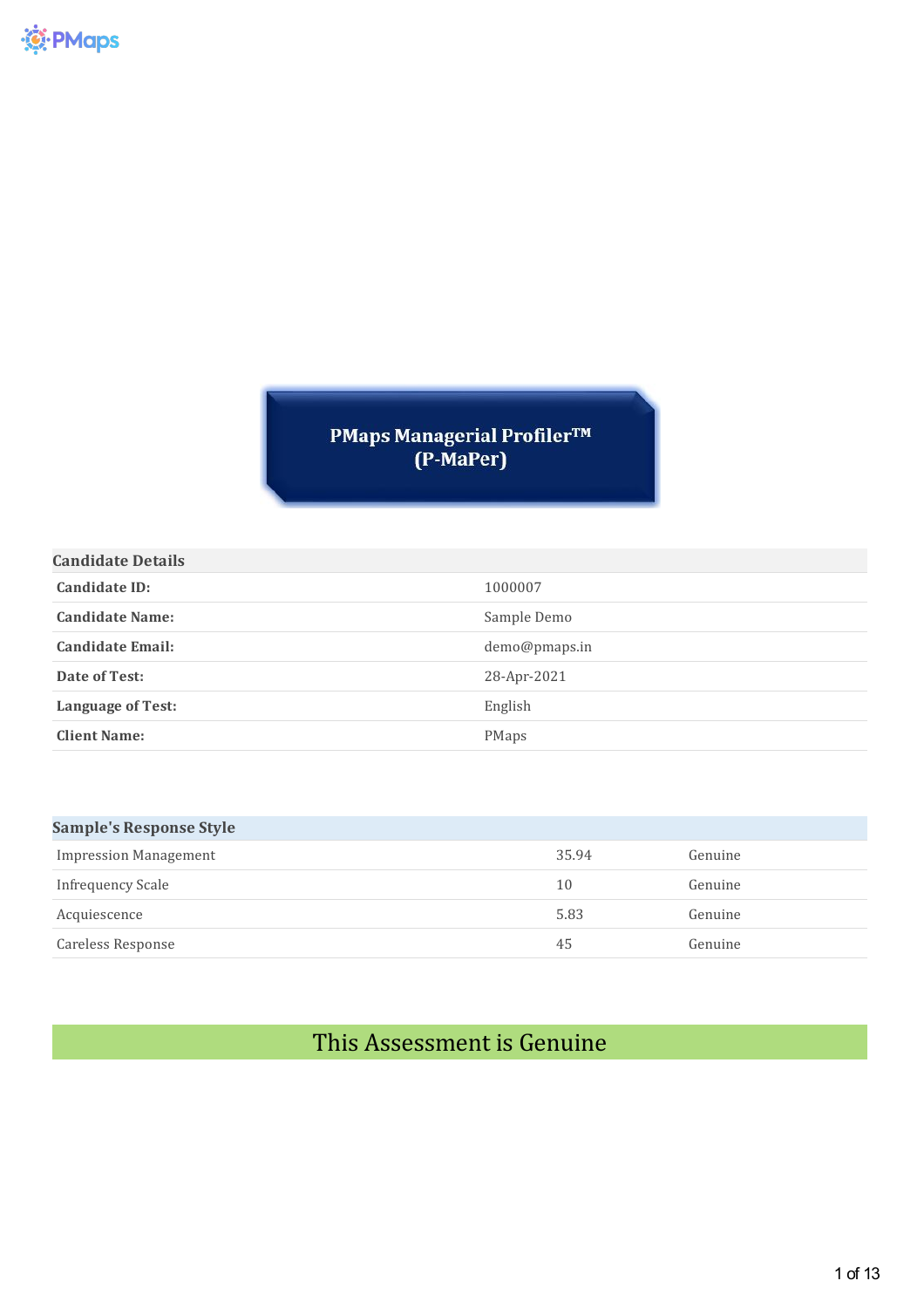# PMaps Managerial Profiler™ (P-MaPer)

| Candidate Details | |
|---|---|
| **Candidate ID:** | 1000007 |
| **Candidate Name:** | Sample Demo |
| **Candidate Email:** | demo@pmaps.in |
| **Date of Test:** | 28-Apr-2021 |
| **Language of Test:** | English |
| **Client Name:** | PMaps |

| Sample's Response Style | | |
|---|---|---|
| Impression Management | 35.94 | Genuine |
| Infrequency Scale | 10 | Genuine |
| Acquiescence | 5.83 | Genuine |
| Careless Response | 45 | Genuine |

## This Assessment is Genuine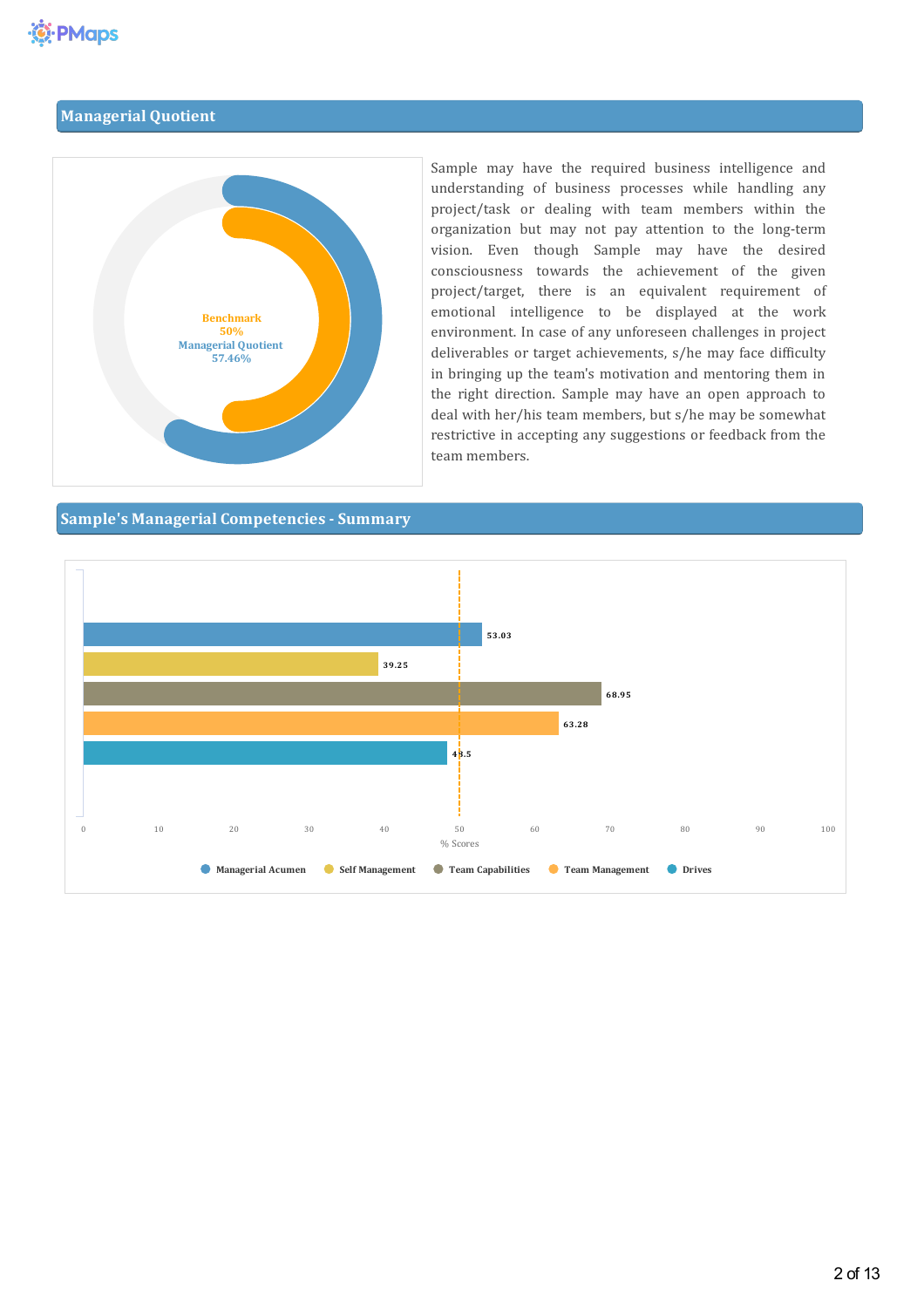## Managerial Quotient

Benchmark
50%
Managerial Quotient
57.46%

Sample may have the required business intelligence and understanding of business processes while handling any project/task or dealing with team members within the organization but may not pay attention to the long-term vision. Even though Sample may have the desired consciousness towards the achievement of the given project/target, there is an equivalent requirement of emotional intelligence to be displayed at the work environment. In case of any unforeseen challenges in project deliverables or target achievements, s/he may face difficulty in bringing up the team's motivation and mentoring them in the right direction. Sample may have an open approach to deal with her/his team members, but s/he may be somewhat restrictive in accepting any suggestions or feedback from the team members.

## Sample's Managerial Competencies - Summary

| Competency | % Score |
|---|---|
| Managerial Acumen | 53.03 |
| Self Management | 39.25 |
| Team Capabilities | 68.95 |
| Team Management | 63.28 |
| Drives | 48.5 |

% Scores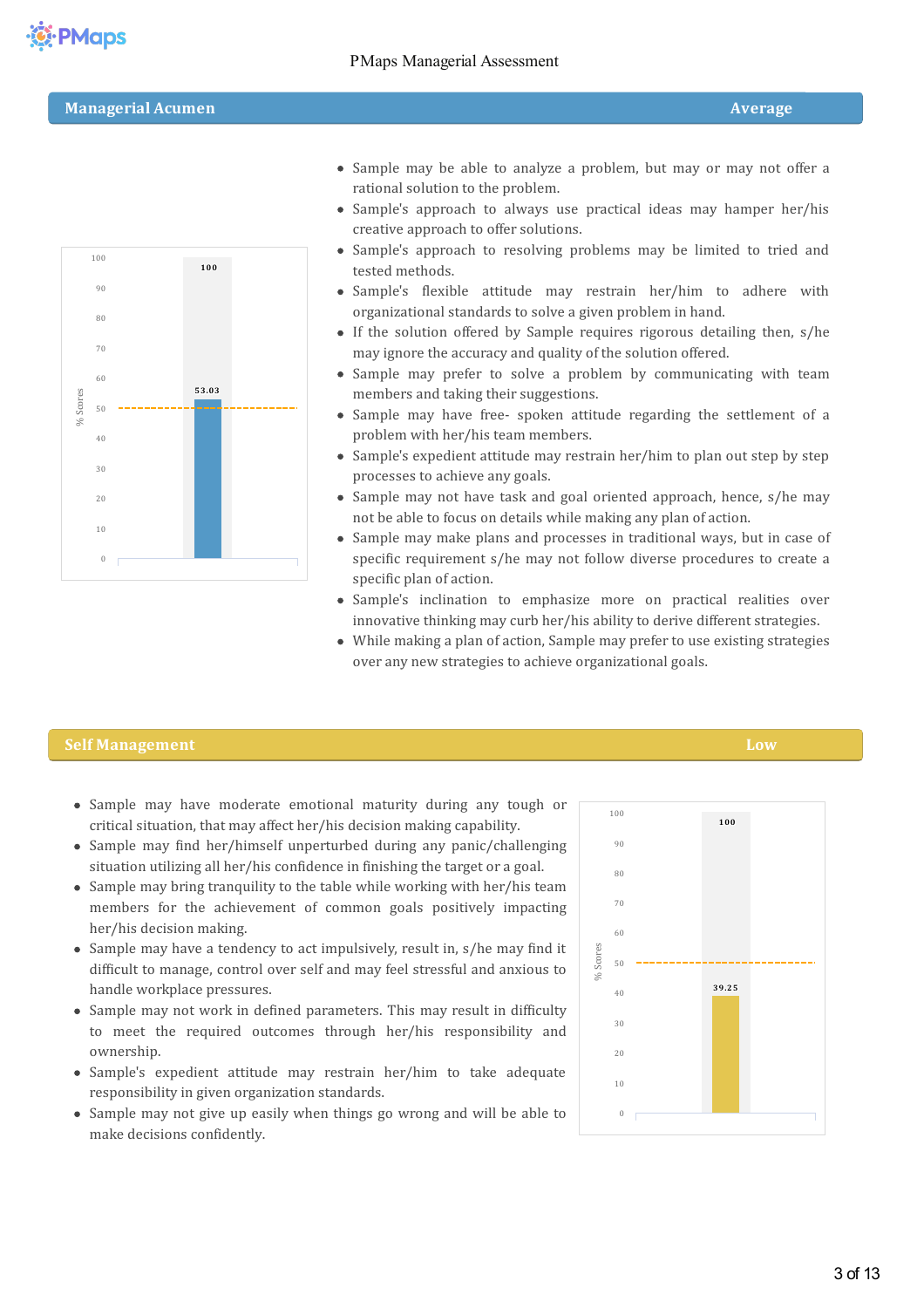## Managerial Acumen — Average

% Scores: 53.03 (out of 100)

- Sample may be able to analyze a problem, but may or may not offer a rational solution to the problem.
- Sample's approach to always use practical ideas may hamper her/his creative approach to offer solutions.
- Sample's approach to resolving problems may be limited to tried and tested methods.
- Sample's flexible attitude may restrain her/him to adhere with organizational standards to solve a given problem in hand.
- If the solution offered by Sample requires rigorous detailing then, s/he may ignore the accuracy and quality of the solution offered.
- Sample may prefer to solve a problem by communicating with team members and taking their suggestions.
- Sample may have free- spoken attitude regarding the settlement of a problem with her/his team members.
- Sample's expedient attitude may restrain her/him to plan out step by step processes to achieve any goals.
- Sample may not have task and goal oriented approach, hence, s/he may not be able to focus on details while making any plan of action.
- Sample may make plans and processes in traditional ways, but in case of specific requirement s/he may not follow diverse procedures to create a specific plan of action.
- Sample's inclination to emphasize more on practical realities over innovative thinking may curb her/his ability to derive different strategies.
- While making a plan of action, Sample may prefer to use existing strategies over any new strategies to achieve organizational goals.

## Self Management — Low

% Scores: 39.25 (out of 100)

- Sample may have moderate emotional maturity during any tough or critical situation, that may affect her/his decision making capability.
- Sample may find her/himself unperturbed during any panic/challenging situation utilizing all her/his confidence in finishing the target or a goal.
- Sample may bring tranquility to the table while working with her/his team members for the achievement of common goals positively impacting her/his decision making.
- Sample may have a tendency to act impulsively, result in, s/he may find it difficult to manage, control over self and may feel stressful and anxious to handle workplace pressures.
- Sample may not work in defined parameters. This may result in difficulty to meet the required outcomes through her/his responsibility and ownership.
- Sample's expedient attitude may restrain her/him to take adequate responsibility in given organization standards.
- Sample may not give up easily when things go wrong and will be able to make decisions confidently.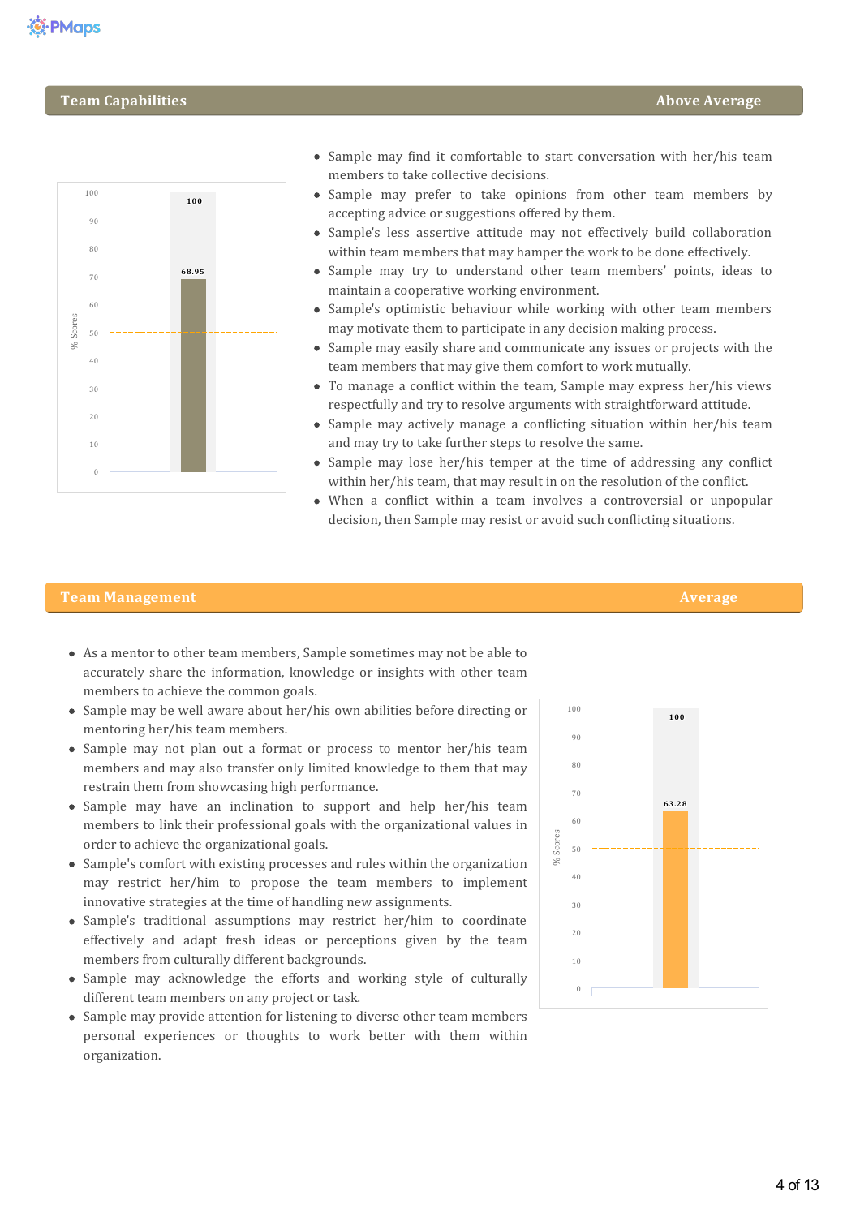## Team Capabilities — Above Average

- Sample may find it comfortable to start conversation with her/his team members to take collective decisions.
- Sample may prefer to take opinions from other team members by accepting advice or suggestions offered by them.
- Sample's less assertive attitude may not effectively build collaboration within team members that may hamper the work to be done effectively.
- Sample may try to understand other team members' points, ideas to maintain a cooperative working environment.
- Sample's optimistic behaviour while working with other team members may motivate them to participate in any decision making process.
- Sample may easily share and communicate any issues or projects with the team members that may give them comfort to work mutually.
- To manage a conflict within the team, Sample may express her/his views respectfully and try to resolve arguments with straightforward attitude.
- Sample may actively manage a conflicting situation within her/his team and may try to take further steps to resolve the same.
- Sample may lose her/his temper at the time of addressing any conflict within her/his team, that may result in on the resolution of the conflict.
- When a conflict within a team involves a controversial or unpopular decision, then Sample may resist or avoid such conflicting situations.

## Team Management — Average

- As a mentor to other team members, Sample sometimes may not be able to accurately share the information, knowledge or insights with other team members to achieve the common goals.
- Sample may be well aware about her/his own abilities before directing or mentoring her/his team members.
- Sample may not plan out a format or process to mentor her/his team members and may also transfer only limited knowledge to them that may restrain them from showcasing high performance.
- Sample may have an inclination to support and help her/his team members to link their professional goals with the organizational values in order to achieve the organizational goals.
- Sample's comfort with existing processes and rules within the organization may restrict her/him to propose the team members to implement innovative strategies at the time of handling new assignments.
- Sample's traditional assumptions may restrict her/him to coordinate effectively and adapt fresh ideas or perceptions given by the team members from culturally different backgrounds.
- Sample may acknowledge the efforts and working style of culturally different team members on any project or task.
- Sample may provide attention for listening to diverse other team members personal experiences or thoughts to work better with them within organization.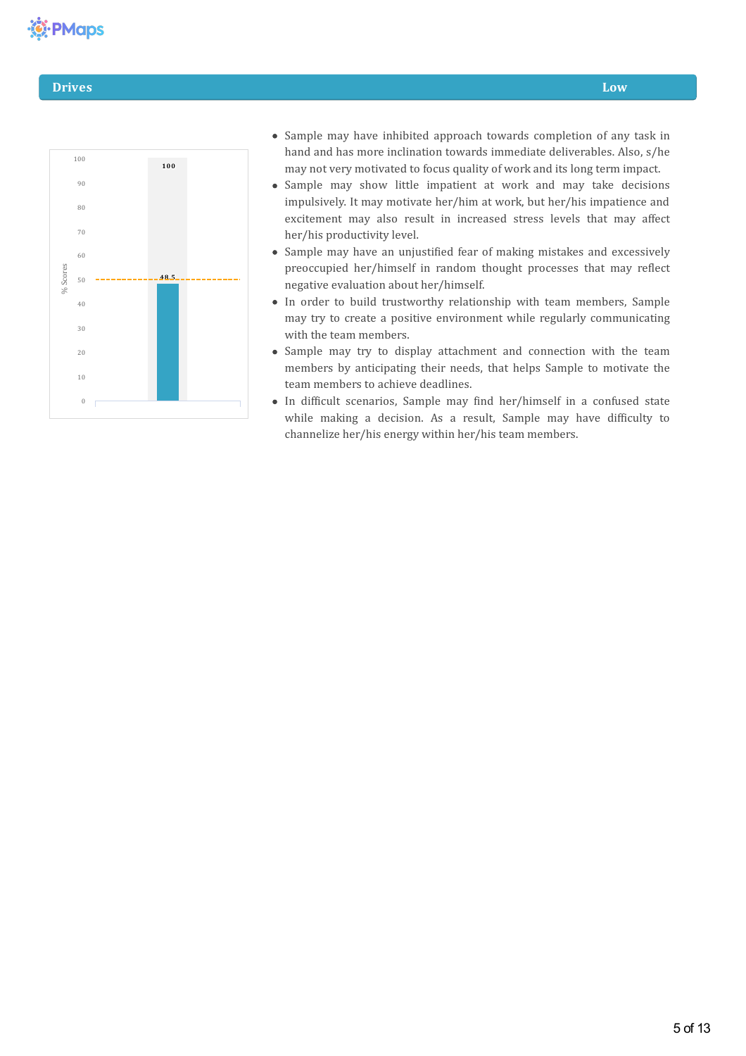## Drives — Low

% Scores: 48.5 (out of 100)

- Sample may have inhibited approach towards completion of any task in hand and has more inclination towards immediate deliverables. Also, s/he may not very motivated to focus quality of work and its long term impact.
- Sample may show little impatient at work and may take decisions impulsively. It may motivate her/him at work, but her/his impatience and excitement may also result in increased stress levels that may affect her/his productivity level.
- Sample may have an unjustified fear of making mistakes and excessively preoccupied her/himself in random thought processes that may reflect negative evaluation about her/himself.
- In order to build trustworthy relationship with team members, Sample may try to create a positive environment while regularly communicating with the team members.
- Sample may try to display attachment and connection with the team members by anticipating their needs, that helps Sample to motivate the team members to achieve deadlines.
- In difficult scenarios, Sample may find her/himself in a confused state while making a decision. As a result, Sample may have difficulty to channelize her/his energy within her/his team members.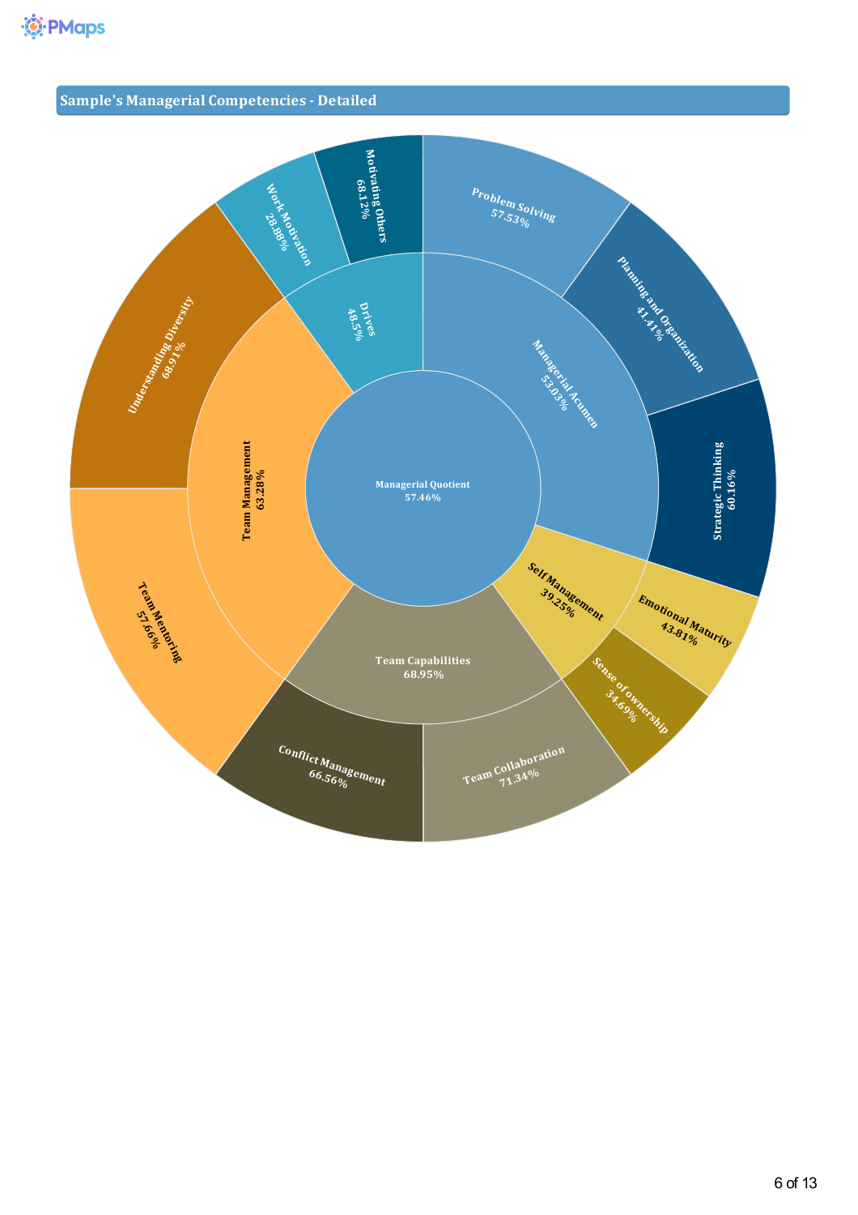## Sample's Managerial Competencies - Detailed

Managerial Quotient 57.46%

Managerial Acumen 53.03%

Problem Solving 57.53%

Planning and Organization 41.41%

Strategic Thinking 60.16%

Self Management 39.25%

Emotional Maturity 43.81%

Sense of ownership 34.69%

Team Capabilities 68.95%

Team Collaboration 71.34%

Conflict Management 66.56%

Team Management 63.28%

Team Mentoring 57.66%

Understanding Diversity 68.91%

Drives 48.5%

Work Motivation 28.88%

Motivating Others 68.12%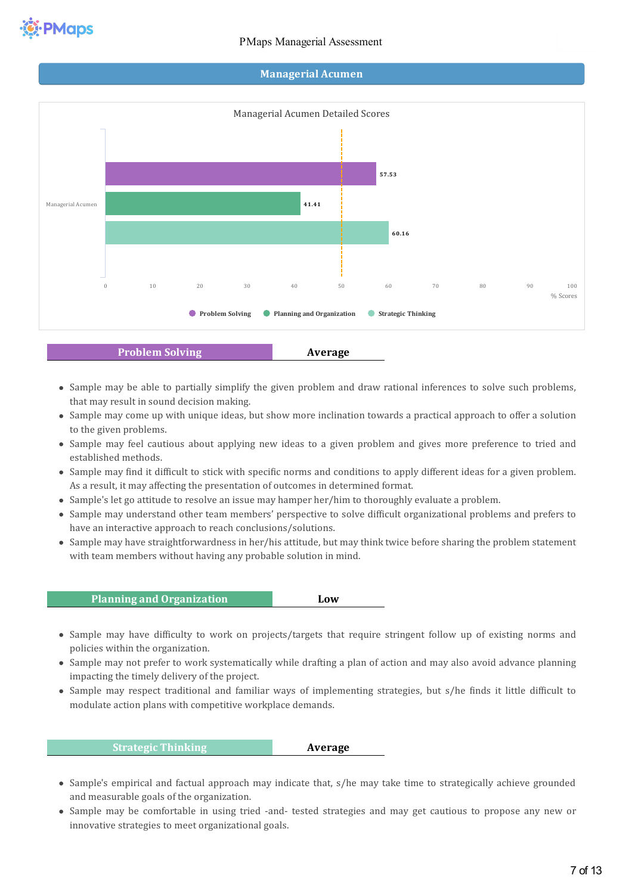## Managerial Acumen

Managerial Acumen Detailed Scores

| Managerial Acumen | % Scores |
|---|---|
| Problem Solving | 57.53 |
| Planning and Organization | 41.41 |
| Strategic Thinking | 60.16 |

### Problem Solving — Average

- Sample may be able to partially simplify the given problem and draw rational inferences to solve such problems, that may result in sound decision making.
- Sample may come up with unique ideas, but show more inclination towards a practical approach to offer a solution to the given problems.
- Sample may feel cautious about applying new ideas to a given problem and gives more preference to tried and established methods.
- Sample may find it difficult to stick with specific norms and conditions to apply different ideas for a given problem. As a result, it may affecting the presentation of outcomes in determined format.
- Sample's let go attitude to resolve an issue may hamper her/him to thoroughly evaluate a problem.
- Sample may understand other team members' perspective to solve difficult organizational problems and prefers to have an interactive approach to reach conclusions/solutions.
- Sample may have straightforwardness in her/his attitude, but may think twice before sharing the problem statement with team members without having any probable solution in mind.

### Planning and Organization — Low

- Sample may have difficulty to work on projects/targets that require stringent follow up of existing norms and policies within the organization.
- Sample may not prefer to work systematically while drafting a plan of action and may also avoid advance planning impacting the timely delivery of the project.
- Sample may respect traditional and familiar ways of implementing strategies, but s/he finds it little difficult to modulate action plans with competitive workplace demands.

### Strategic Thinking — Average

- Sample's empirical and factual approach may indicate that, s/he may take time to strategically achieve grounded and measurable goals of the organization.
- Sample may be comfortable in using tried -and- tested strategies and may get cautious to propose any new or innovative strategies to meet organizational goals.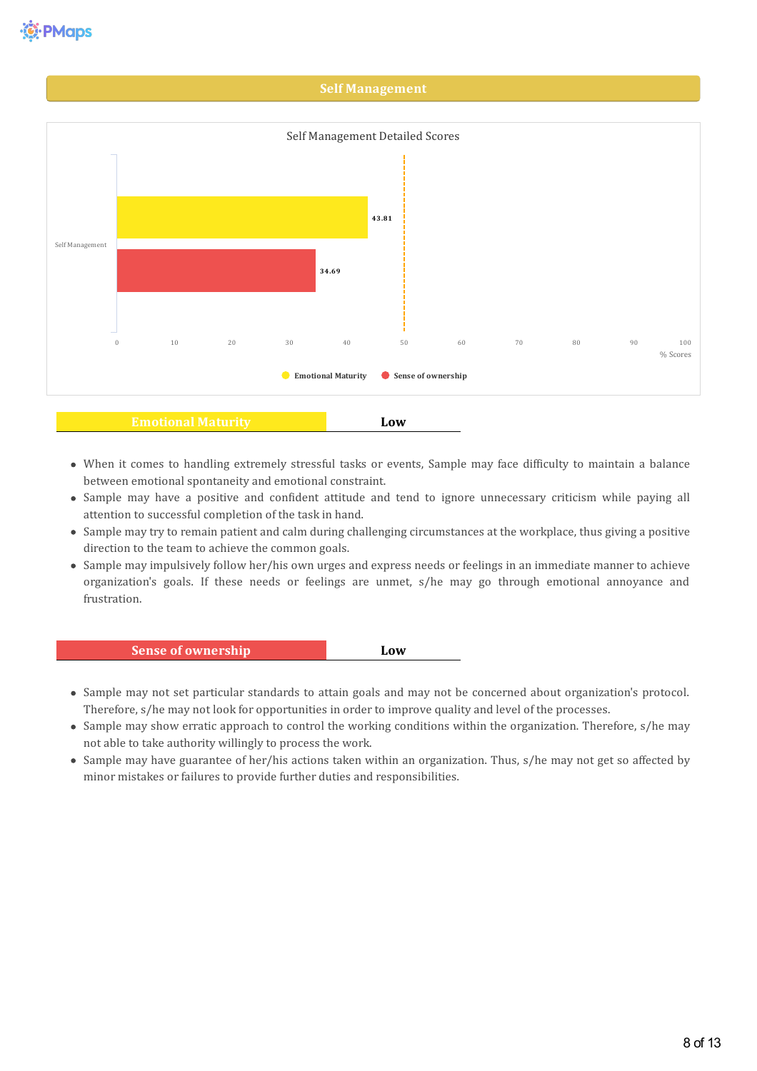## Self Management

Self Management Detailed Scores

| Self Management | Score |
|---|---|
| Emotional Maturity | 43.81 |
| Sense of ownership | 34.69 |

% Scores

### Emotional Maturity — Low

- When it comes to handling extremely stressful tasks or events, Sample may face difficulty to maintain a balance between emotional spontaneity and emotional constraint.
- Sample may have a positive and confident attitude and tend to ignore unnecessary criticism while paying all attention to successful completion of the task in hand.
- Sample may try to remain patient and calm during challenging circumstances at the workplace, thus giving a positive direction to the team to achieve the common goals.
- Sample may impulsively follow her/his own urges and express needs or feelings in an immediate manner to achieve organization's goals. If these needs or feelings are unmet, s/he may go through emotional annoyance and frustration.

### Sense of ownership — Low

- Sample may not set particular standards to attain goals and may not be concerned about organization's protocol. Therefore, s/he may not look for opportunities in order to improve quality and level of the processes.
- Sample may show erratic approach to control the working conditions within the organization. Therefore, s/he may not able to take authority willingly to process the work.
- Sample may have guarantee of her/his actions taken within an organization. Thus, s/he may not get so affected by minor mistakes or failures to provide further duties and responsibilities.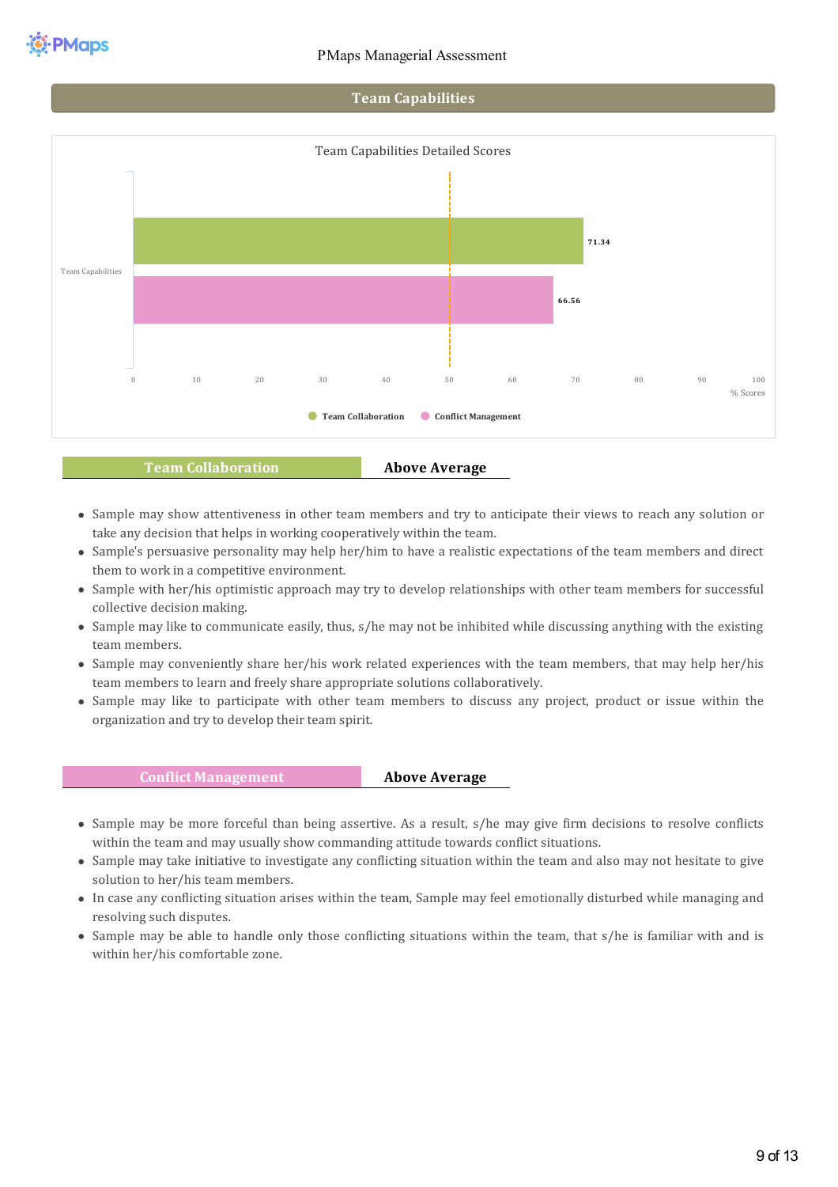## Team Capabilities

Team Capabilities Detailed Scores

| Team Capabilities | Score |
|---|---|
| Team Collaboration | 71.34 |
| Conflict Management | 66.56 |

% Scores

### Team Collaboration — Above Average

- Sample may show attentiveness in other team members and try to anticipate their views to reach any solution or take any decision that helps in working cooperatively within the team.
- Sample's persuasive personality may help her/him to have a realistic expectations of the team members and direct them to work in a competitive environment.
- Sample with her/his optimistic approach may try to develop relationships with other team members for successful collective decision making.
- Sample may like to communicate easily, thus, s/he may not be inhibited while discussing anything with the existing team members.
- Sample may conveniently share her/his work related experiences with the team members, that may help her/his team members to learn and freely share appropriate solutions collaboratively.
- Sample may like to participate with other team members to discuss any project, product or issue within the organization and try to develop their team spirit.

### Conflict Management — Above Average

- Sample may be more forceful than being assertive. As a result, s/he may give firm decisions to resolve conflicts within the team and may usually show commanding attitude towards conflict situations.
- Sample may take initiative to investigate any conflicting situation within the team and also may not hesitate to give solution to her/his team members.
- In case any conflicting situation arises within the team, Sample may feel emotionally disturbed while managing and resolving such disputes.
- Sample may be able to handle only those conflicting situations within the team, that s/he is familiar with and is within her/his comfortable zone.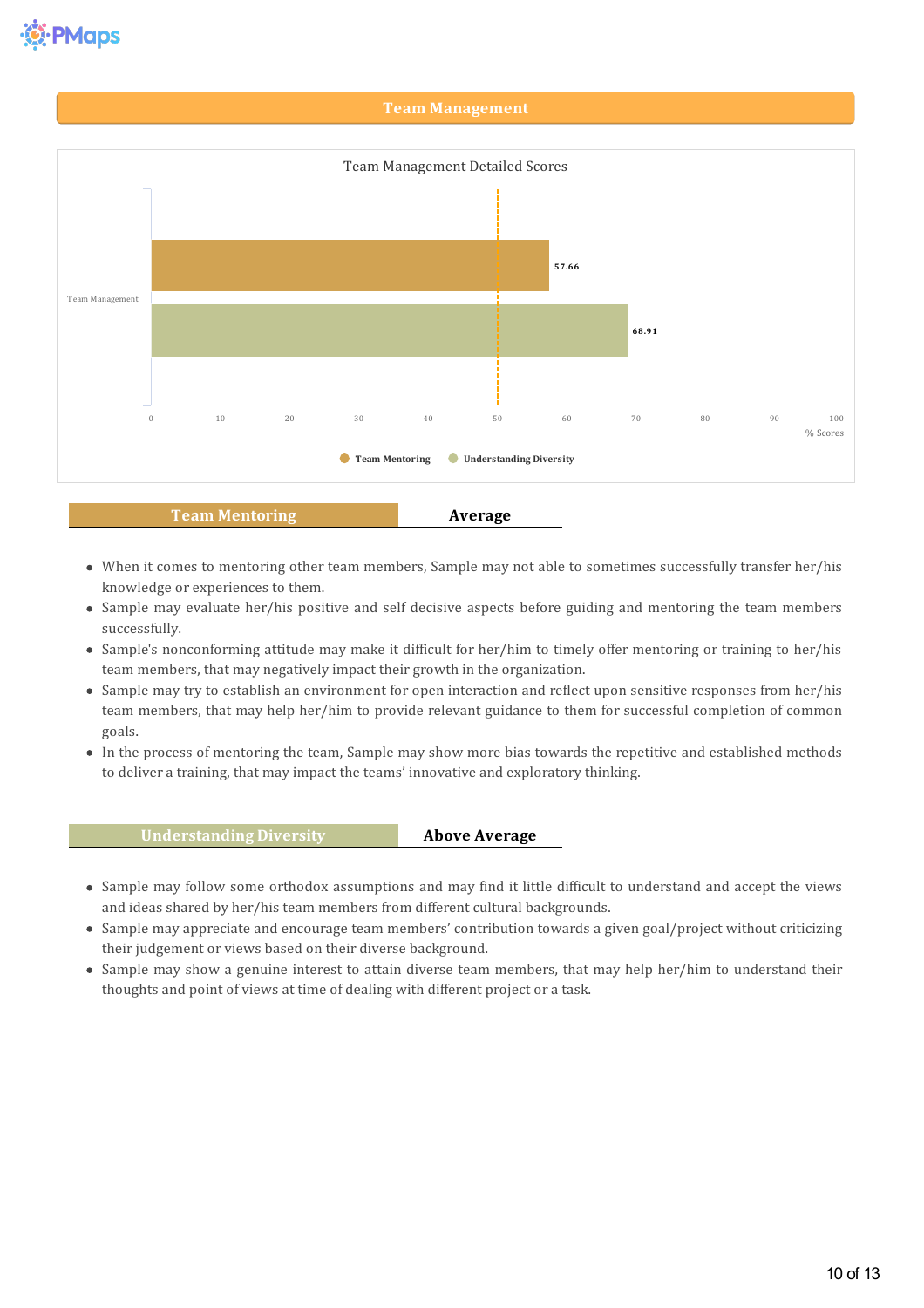## Team Management

Team Management Detailed Scores

| Team Management | % Scores |
|---|---|
| Team Mentoring | 57.66 |
| Understanding Diversity | 68.91 |

### Team Mentoring — Average

- When it comes to mentoring other team members, Sample may not able to sometimes successfully transfer her/his knowledge or experiences to them.
- Sample may evaluate her/his positive and self decisive aspects before guiding and mentoring the team members successfully.
- Sample's nonconforming attitude may make it difficult for her/him to timely offer mentoring or training to her/his team members, that may negatively impact their growth in the organization.
- Sample may try to establish an environment for open interaction and reflect upon sensitive responses from her/his team members, that may help her/him to provide relevant guidance to them for successful completion of common goals.
- In the process of mentoring the team, Sample may show more bias towards the repetitive and established methods to deliver a training, that may impact the teams' innovative and exploratory thinking.

### Understanding Diversity — Above Average

- Sample may follow some orthodox assumptions and may find it little difficult to understand and accept the views and ideas shared by her/his team members from different cultural backgrounds.
- Sample may appreciate and encourage team members' contribution towards a given goal/project without criticizing their judgement or views based on their diverse background.
- Sample may show a genuine interest to attain diverse team members, that may help her/him to understand their thoughts and point of views at time of dealing with different project or a task.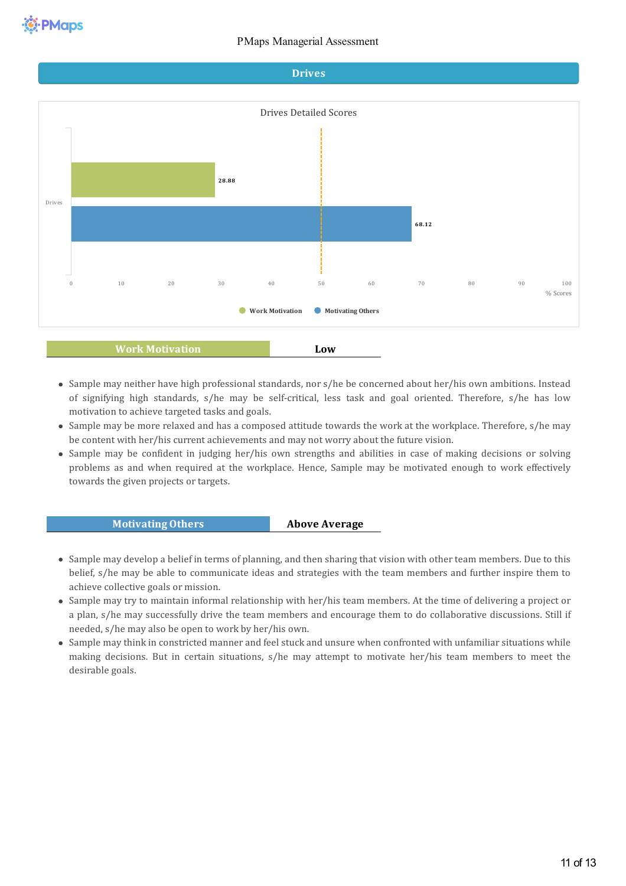## Drives

Drives Detailed Scores

| Drives | % Scores |
|---|---|
| Work Motivation | 28.88 |
| Motivating Others | 68.12 |

| Work Motivation | Low |
|---|---|

- Sample may neither have high professional standards, nor s/he be concerned about her/his own ambitions. Instead of signifying high standards, s/he may be self-critical, less task and goal oriented. Therefore, s/he has low motivation to achieve targeted tasks and goals.
- Sample may be more relaxed and has a composed attitude towards the work at the workplace. Therefore, s/he may be content with her/his current achievements and may not worry about the future vision.
- Sample may be confident in judging her/his own strengths and abilities in case of making decisions or solving problems as and when required at the workplace. Hence, Sample may be motivated enough to work effectively towards the given projects or targets.

| Motivating Others | Above Average |
|---|---|

- Sample may develop a belief in terms of planning, and then sharing that vision with other team members. Due to this belief, s/he may be able to communicate ideas and strategies with the team members and further inspire them to achieve collective goals or mission.
- Sample may try to maintain informal relationship with her/his team members. At the time of delivering a project or a plan, s/he may successfully drive the team members and encourage them to do collaborative discussions. Still if needed, s/he may also be open to work by her/his own.
- Sample may think in constricted manner and feel stuck and unsure when confronted with unfamiliar situations while making decisions. But in certain situations, s/he may attempt to motivate her/his team members to meet the desirable goals.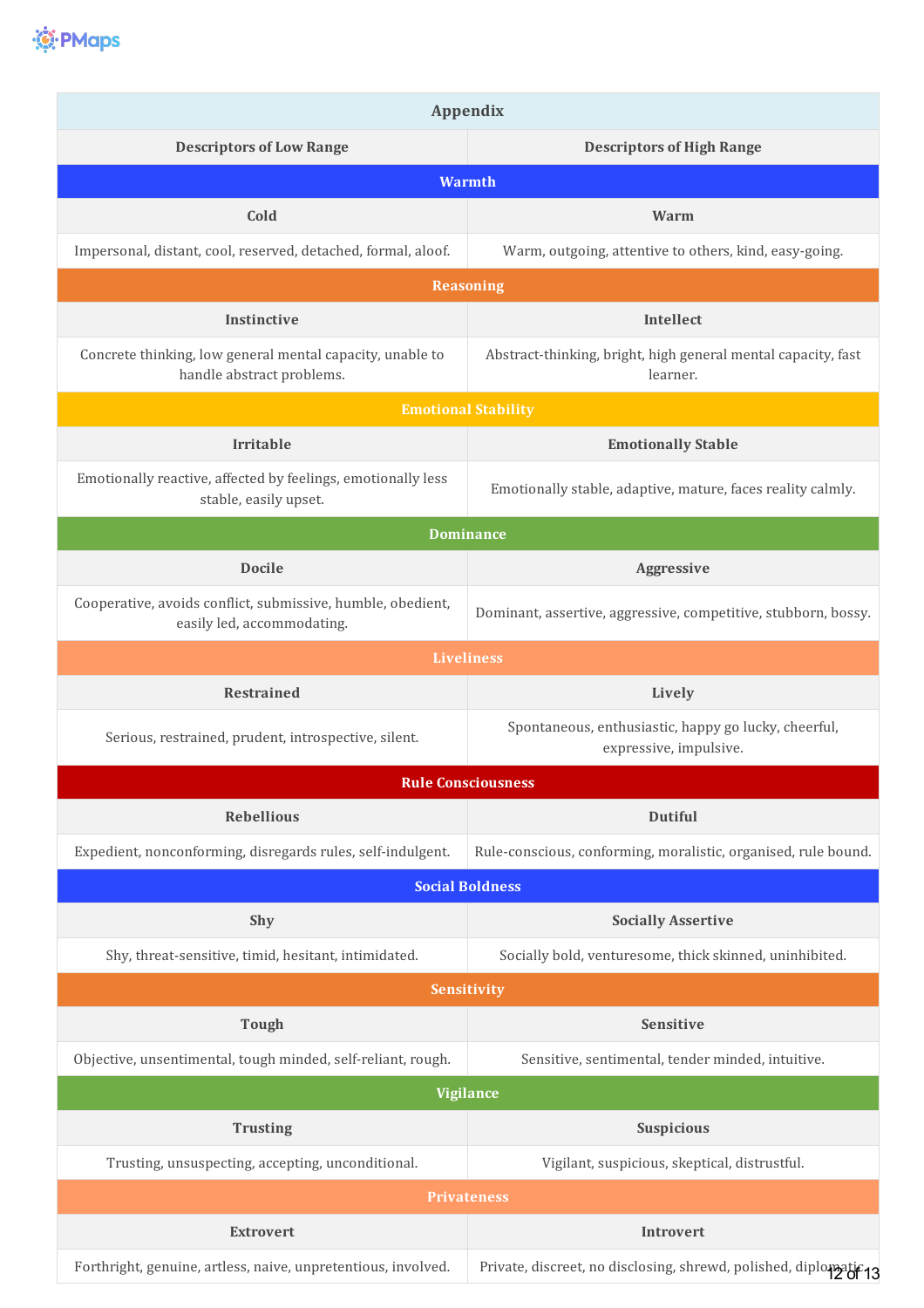| Appendix | |
|---|---|
| **Descriptors of Low Range** | **Descriptors of High Range** |
| **Warmth** | |
| **Cold** | **Warm** |
| Impersonal, distant, cool, reserved, detached, formal, aloof. | Warm, outgoing, attentive to others, kind, easy-going. |
| **Reasoning** | |
| **Instinctive** | **Intellect** |
| Concrete thinking, low general mental capacity, unable to handle abstract problems. | Abstract-thinking, bright, high general mental capacity, fast learner. |
| **Emotional Stability** | |
| **Irritable** | **Emotionally Stable** |
| Emotionally reactive, affected by feelings, emotionally less stable, easily upset. | Emotionally stable, adaptive, mature, faces reality calmly. |
| **Dominance** | |
| **Docile** | **Aggressive** |
| Cooperative, avoids conflict, submissive, humble, obedient, easily led, accommodating. | Dominant, assertive, aggressive, competitive, stubborn, bossy. |
| **Liveliness** | |
| **Restrained** | **Lively** |
| Serious, restrained, prudent, introspective, silent. | Spontaneous, enthusiastic, happy go lucky, cheerful, expressive, impulsive. |
| **Rule Consciousness** | |
| **Rebellious** | **Dutiful** |
| Expedient, nonconforming, disregards rules, self-indulgent. | Rule-conscious, conforming, moralistic, organised, rule bound. |
| **Social Boldness** | |
| **Shy** | **Socially Assertive** |
| Shy, threat-sensitive, timid, hesitant, intimidated. | Socially bold, venturesome, thick skinned, uninhibited. |
| **Sensitivity** | |
| **Tough** | **Sensitive** |
| Objective, unsentimental, tough minded, self-reliant, rough. | Sensitive, sentimental, tender minded, intuitive. |
| **Vigilance** | |
| **Trusting** | **Suspicious** |
| Trusting, unsuspecting, accepting, unconditional. | Vigilant, suspicious, skeptical, distrustful. |
| **Privateness** | |
| **Extrovert** | **Introvert** |
| Forthright, genuine, artless, naive, unpretentious, involved. | Private, discreet, no disclosing, shrewd, polished, diplomatic. |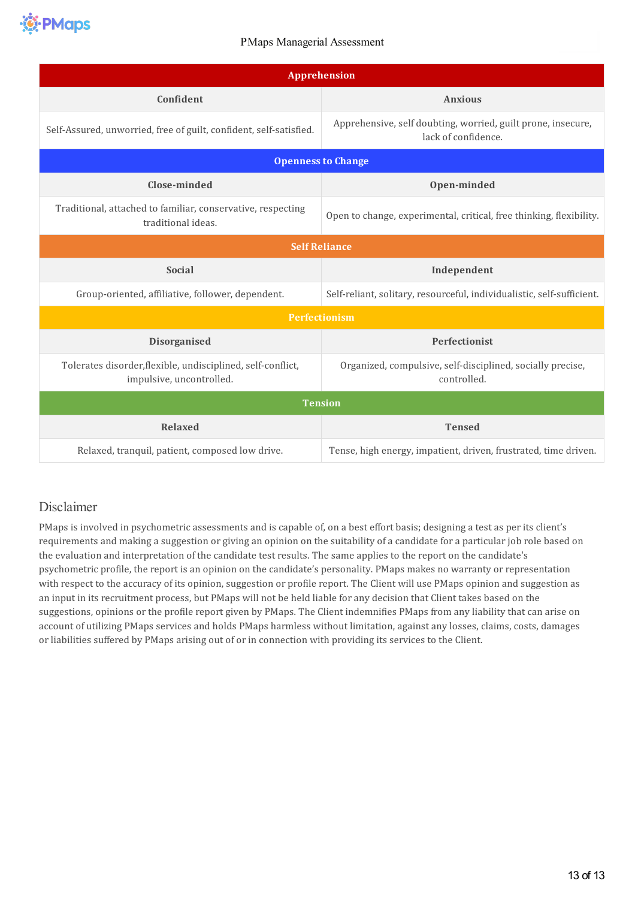| Apprehension | |
|---|---|
| **Confident** | **Anxious** |
| Self-Assured, unworried, free of guilt, confident, self-satisfied. | Apprehensive, self doubting, worried, guilt prone, insecure, lack of confidence. |
| **Openness to Change** | |
| **Close-minded** | **Open-minded** |
| Traditional, attached to familiar, conservative, respecting traditional ideas. | Open to change, experimental, critical, free thinking, flexibility. |
| **Self Reliance** | |
| **Social** | **Independent** |
| Group-oriented, affiliative, follower, dependent. | Self-reliant, solitary, resourceful, individualistic, self-sufficient. |
| **Perfectionism** | |
| **Disorganised** | **Perfectionist** |
| Tolerates disorder,flexible, undisciplined, self-conflict, impulsive, uncontrolled. | Organized, compulsive, self-disciplined, socially precise, controlled. |
| **Tension** | |
| **Relaxed** | **Tensed** |
| Relaxed, tranquil, patient, composed low drive. | Tense, high energy, impatient, driven, frustrated, time driven. |

## Disclaimer

PMaps is involved in psychometric assessments and is capable of, on a best effort basis; designing a test as per its client's requirements and making a suggestion or giving an opinion on the suitability of a candidate for a particular job role based on the evaluation and interpretation of the candidate test results. The same applies to the report on the candidate's psychometric profile, the report is an opinion on the candidate's personality. PMaps makes no warranty or representation with respect to the accuracy of its opinion, suggestion or profile report. The Client will use PMaps opinion and suggestion as an input in its recruitment process, but PMaps will not be held liable for any decision that Client takes based on the suggestions, opinions or the profile report given by PMaps. The Client indemnifies PMaps from any liability that can arise on account of utilizing PMaps services and holds PMaps harmless without limitation, against any losses, claims, costs, damages or liabilities suffered by PMaps arising out of or in connection with providing its services to the Client.